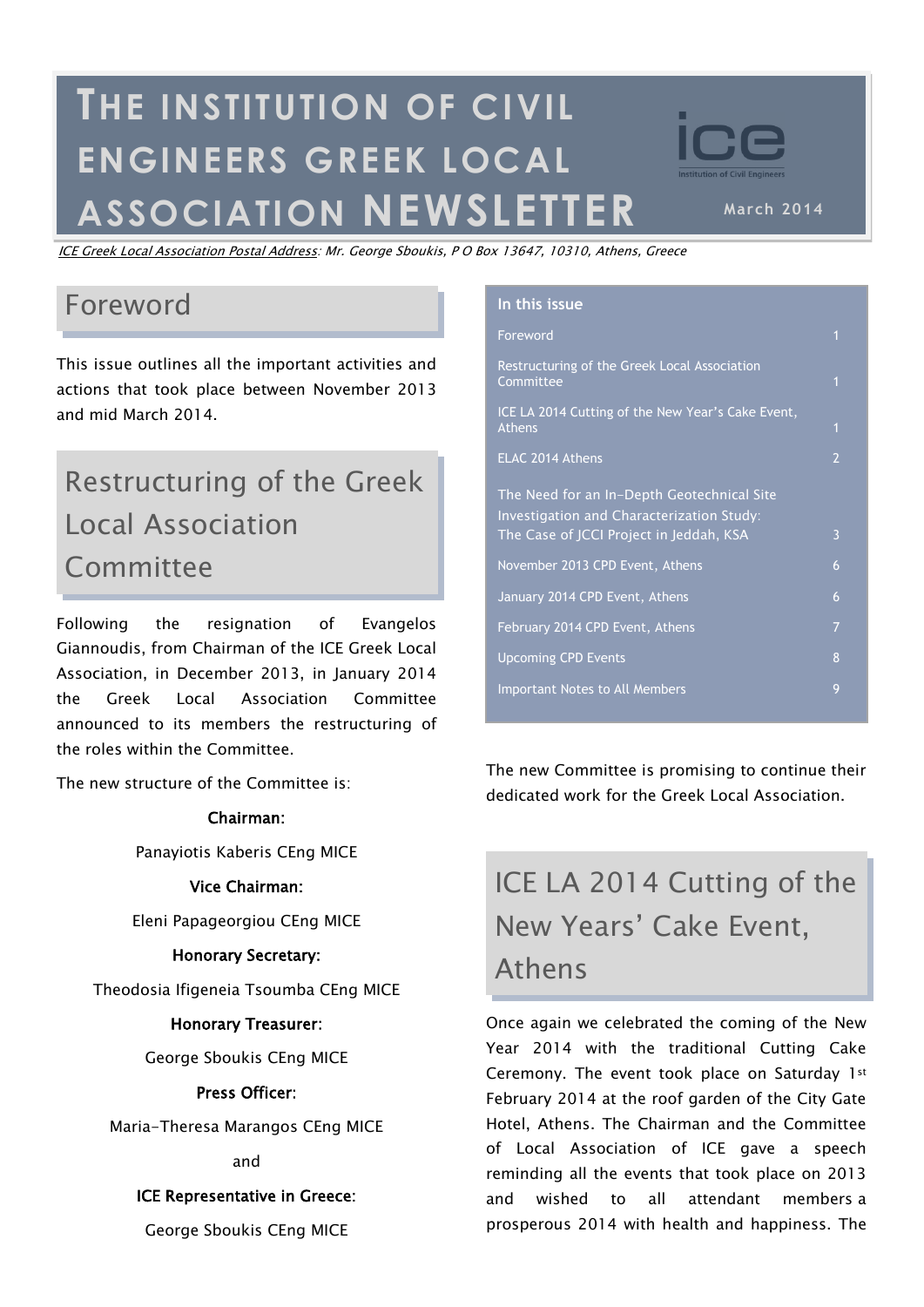# THE INSTITUTION OF CIVIL ENGINEERS GREEK LOCAL ASSOCIATION NEWSLETTER

March 2014

*ICE Greek Local Association Postal Address: Mr. George Sboukis, P O Box 13647, 10310, Athens, Greece*

## Foreword

This issue outlines all the important activities and actions that took place between November 2013 and mid March 2014.

## Restructuring of the Greek Local Association Committee

Following the resignation of Evangelos Giannoudis, from Chairman of the ICE Greek Local Association, in December 2013, in January 2014 the Greek Local Association Committee announced to its members the restructuring of the roles within the Committee.

The new structure of the Committee is:

**Chairman:**

Panayiotis Kaberis CEng MICE

**Vice Chairman:**

Eleni Papageorgiou CEng MICE

**Honorary Secretary:**

Theodosia Ifigeneia Tsoumba CEng MICE

**Honorary Treasurer:**

George Sboukis CEng MICE

**Press Officer:**

Maria-Theresa Marangos CEng MICE

and

**ICE Representative in Greece:**

George Sboukis CEng MICE

The new Committee is promising to continue their dedicated work for the Greek Local Association.

| In this issue | |
|---|---|
| Foreword | 1 |
| Restructuring of the Greek Local Association Committee | 1 |
| ICE LA 2014 Cutting of the New Year's Cake Event, Athens | 1 |
| ELAC 2014 Athens | 2 |
| The Need for an In-Depth Geotechnical Site Investigation and Characterization Study: The Case of JCCI Project in Jeddah, KSA | 3 |
| November 2013 CPD Event, Athens | 6 |
| January 2014 CPD Event, Athens | 6 |
| February 2014 CPD Event, Athens | 7 |
| Upcoming CPD Events | 8 |
| Important Notes to All Members | 9 |

## ICE LA 2014 Cutting of the New Years' Cake Event, Athens

Once again we celebrated the coming of the New Year 2014 with the traditional Cutting Cake Ceremony. The event took place on Saturday 1st February 2014 at the roof garden of the City Gate Hotel, Athens. The Chairman and the Committee of Local Association of ICE gave a speech reminding all the events that took place on 2013 and wished to all attendant members a prosperous 2014 with health and happiness. The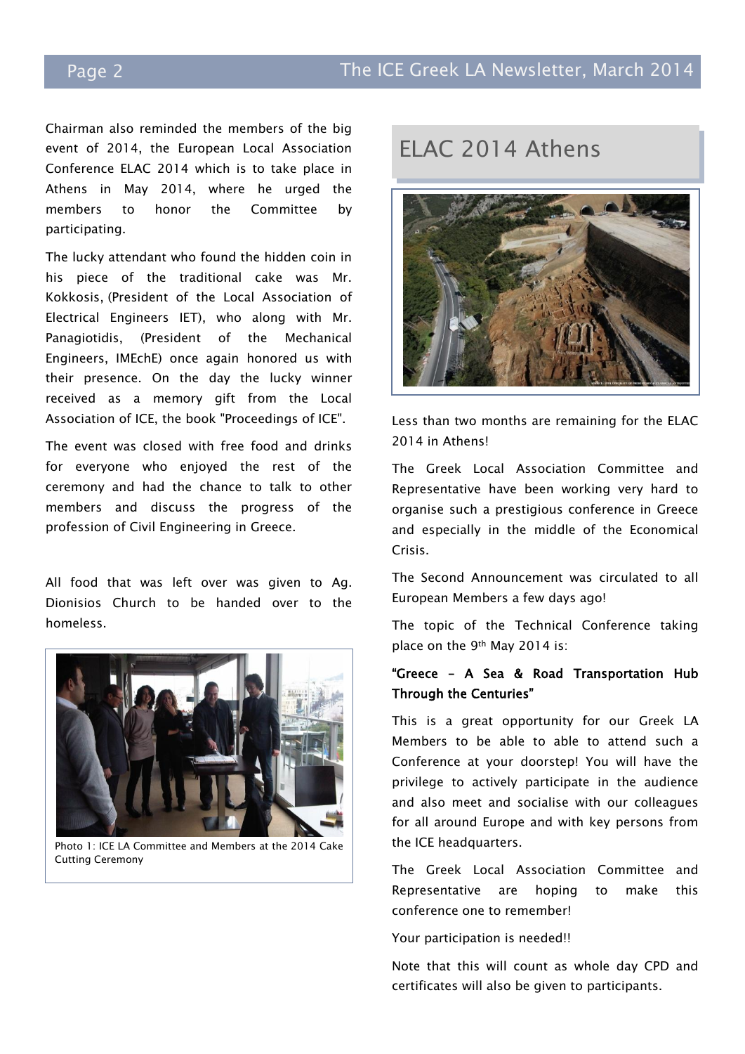Chairman also reminded the members of the big event of 2014, the European Local Association Conference ELAC 2014 which is to take place in Athens in May 2014, where he urged the members to honor the Committee by participating.

The lucky attendant who found the hidden coin in his piece of the traditional cake was Mr. Kokkosis, (President of the Local Association of Electrical Engineers IET), who along with Mr. Panagiotidis, (President of the Mechanical Engineers, IMEchE) once again honored us with their presence. On the day the lucky winner received as a memory gift from the Local Association of ICE, the book "Proceedings of ICE".

The event was closed with free food and drinks for everyone who enjoyed the rest of the ceremony and had the chance to talk to other members and discuss the progress of the profession of Civil Engineering in Greece.

All food that was left over was given to Ag. Dionisios Church to be handed over to the homeless.

Photo 1: ICE LA Committee and Members at the 2014 Cake Cutting Ceremony

# ELAC 2014 Athens

Less than two months are remaining for the ELAC 2014 in Athens!

The Greek Local Association Committee and Representative have been working very hard to organise such a prestigious conference in Greece and especially in the middle of the Economical Crisis.

The Second Announcement was circulated to all European Members a few days ago!

The topic of the Technical Conference taking place on the 9th May 2014 is:

**"Greece – A Sea & Road Transportation Hub Through the Centuries"**

This is a great opportunity for our Greek LA Members to be able to able to attend such a Conference at your doorstep! You will have the privilege to actively participate in the audience and also meet and socialise with our colleagues for all around Europe and with key persons from the ICE headquarters.

The Greek Local Association Committee and Representative are hoping to make this conference one to remember!

Your participation is needed!!

Note that this will count as whole day CPD and certificates will also be given to participants.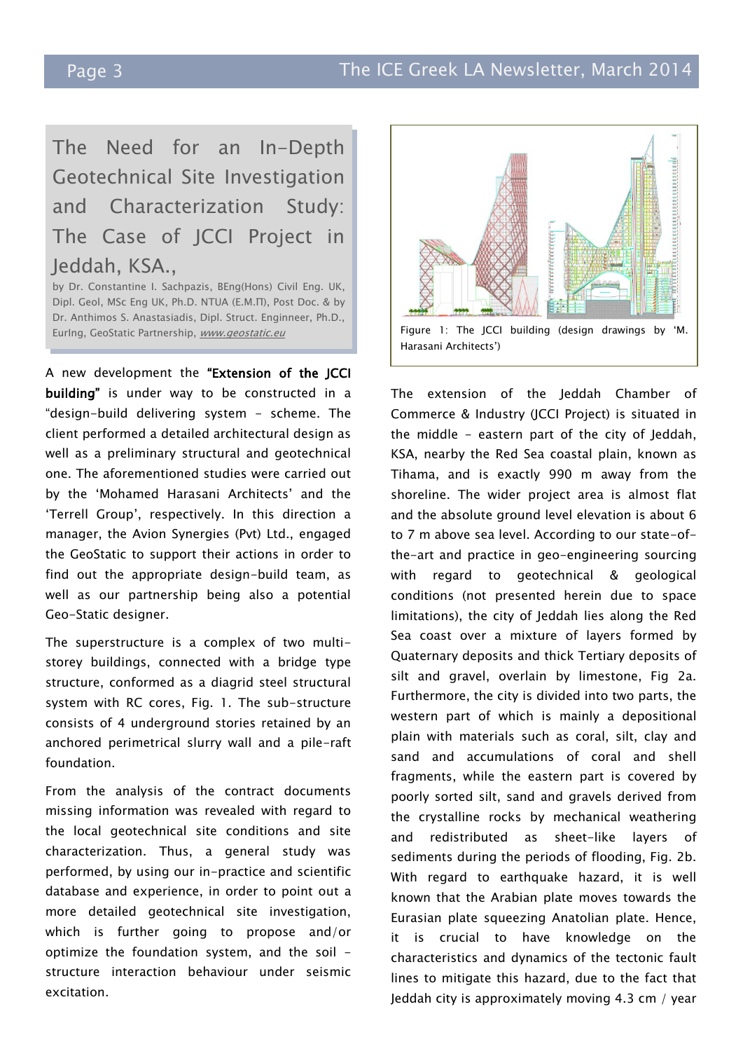# The Need for an In-Depth Geotechnical Site Investigation and Characterization Study: The Case of JCCI Project in Jeddah, KSA.,

by Dr. Constantine I. Sachpazis, BEng(Hons) Civil Eng. UK, Dipl. Geol, MSc Eng UK, Ph.D. NTUA (Ε.Μ.Π), Post Doc. & by Dr. Anthimos S. Anastasiadis, Dipl. Struct. Enginneer, Ph.D., EurIng, GeoStatic Partnership, *www.geostatic.eu*

A new development the **"Extension of the JCCI building"** is under way to be constructed in a "design-build delivering system - scheme. The client performed a detailed architectural design as well as a preliminary structural and geotechnical one. The aforementioned studies were carried out by the 'Mohamed Harasani Architects' and the 'Terrell Group', respectively. In this direction a manager, the Avion Synergies (Pvt) Ltd., engaged the GeoStatic to support their actions in order to find out the appropriate design-build team, as well as our partnership being also a potential Geo-Static designer.

The superstructure is a complex of two multi-storey buildings, connected with a bridge type structure, conformed as a diagrid steel structural system with RC cores, Fig. 1. The sub-structure consists of 4 underground stories retained by an anchored perimetrical slurry wall and a pile-raft foundation.

From the analysis of the contract documents missing information was revealed with regard to the local geotechnical site conditions and site characterization. Thus, a general study was performed, by using our in-practice and scientific database and experience, in order to point out a more detailed geotechnical site investigation, which is further going to propose and/or optimize the foundation system, and the soil - structure interaction behaviour under seismic excitation.

Figure 1: The JCCI building (design drawings by 'M. Harasani Architects')

The extension of the Jeddah Chamber of Commerce & Industry (JCCI Project) is situated in the middle - eastern part of the city of Jeddah, KSA, nearby the Red Sea coastal plain, known as Tihama, and is exactly 990 m away from the shoreline. The wider project area is almost flat and the absolute ground level elevation is about 6 to 7 m above sea level. According to our state-of-the-art and practice in geo-engineering sourcing with regard to geotechnical & geological conditions (not presented herein due to space limitations), the city of Jeddah lies along the Red Sea coast over a mixture of layers formed by Quaternary deposits and thick Tertiary deposits of silt and gravel, overlain by limestone, Fig 2a. Furthermore, the city is divided into two parts, the western part of which is mainly a depositional plain with materials such as coral, silt, clay and sand and accumulations of coral and shell fragments, while the eastern part is covered by poorly sorted silt, sand and gravels derived from the crystalline rocks by mechanical weathering and redistributed as sheet-like layers of sediments during the periods of flooding, Fig. 2b. With regard to earthquake hazard, it is well known that the Arabian plate moves towards the Eurasian plate squeezing Anatolian plate. Hence, it is crucial to have knowledge on the characteristics and dynamics of the tectonic fault lines to mitigate this hazard, due to the fact that Jeddah city is approximately moving 4.3 cm / year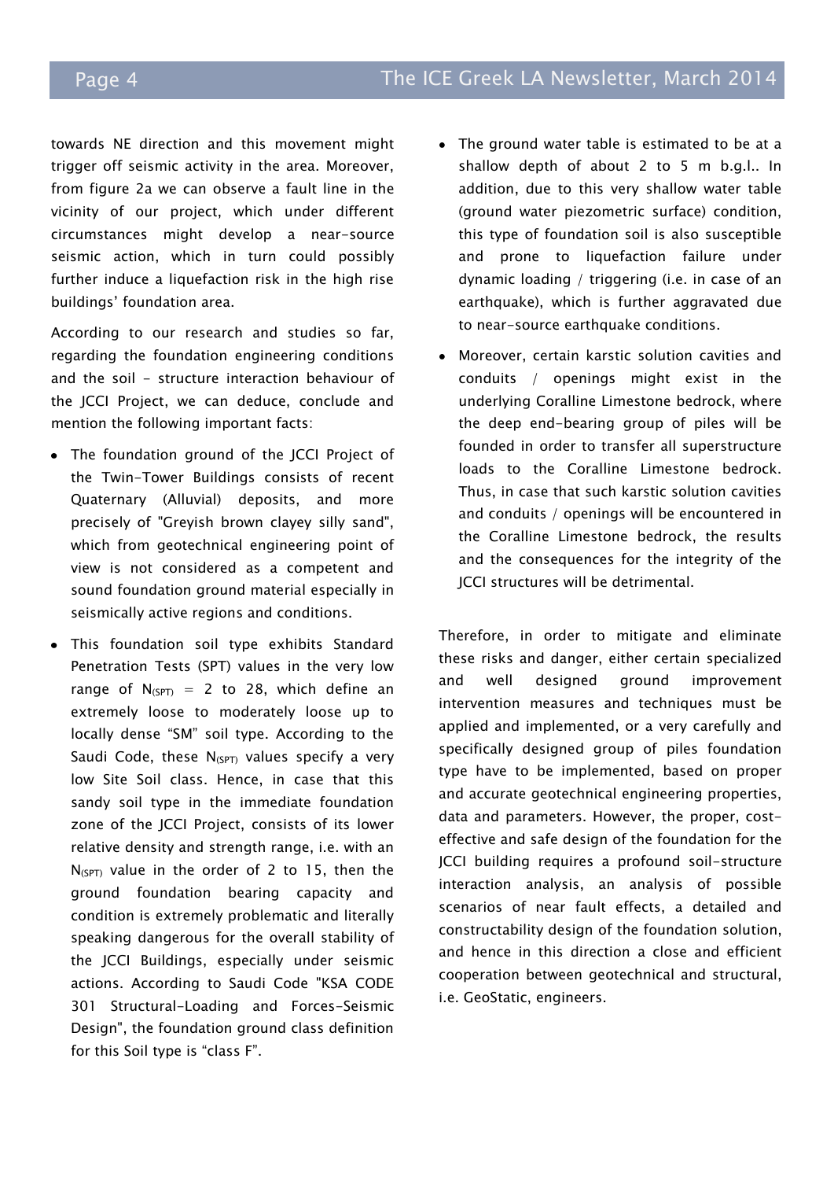towards NE direction and this movement might trigger off seismic activity in the area. Moreover, from figure 2a we can observe a fault line in the vicinity of our project, which under different circumstances might develop a near-source seismic action, which in turn could possibly further induce a liquefaction risk in the high rise buildings' foundation area.

According to our research and studies so far, regarding the foundation engineering conditions and the soil - structure interaction behaviour of the JCCI Project, we can deduce, conclude and mention the following important facts:

- The foundation ground of the JCCI Project of the Twin-Tower Buildings consists of recent Quaternary (Alluvial) deposits, and more precisely of "Greyish brown clayey silly sand", which from geotechnical engineering point of view is not considered as a competent and sound foundation ground material especially in seismically active regions and conditions.
- This foundation soil type exhibits Standard Penetration Tests (SPT) values in the very low range of $N_{(SPT)}$ = 2 to 28, which define an extremely loose to moderately loose up to locally dense "SM" soil type. According to the Saudi Code, these $N_{(SPT)}$ values specify a very low Site Soil class. Hence, in case that this sandy soil type in the immediate foundation zone of the JCCI Project, consists of its lower relative density and strength range, i.e. with an $N_{(SPT)}$ value in the order of 2 to 15, then the ground foundation bearing capacity and condition is extremely problematic and literally speaking dangerous for the overall stability of the JCCI Buildings, especially under seismic actions. According to Saudi Code "KSA CODE 301 Structural-Loading and Forces-Seismic Design", the foundation ground class definition for this Soil type is "class F".
- The ground water table is estimated to be at a shallow depth of about 2 to 5 m b.g.l.. In addition, due to this very shallow water table (ground water piezometric surface) condition, this type of foundation soil is also susceptible and prone to liquefaction failure under dynamic loading / triggering (i.e. in case of an earthquake), which is further aggravated due to near-source earthquake conditions.
- Moreover, certain karstic solution cavities and conduits / openings might exist in the underlying Coralline Limestone bedrock, where the deep end-bearing group of piles will be founded in order to transfer all superstructure loads to the Coralline Limestone bedrock. Thus, in case that such karstic solution cavities and conduits / openings will be encountered in the Coralline Limestone bedrock, the results and the consequences for the integrity of the JCCI structures will be detrimental.

Therefore, in order to mitigate and eliminate these risks and danger, either certain specialized and well designed ground improvement intervention measures and techniques must be applied and implemented, or a very carefully and specifically designed group of piles foundation type have to be implemented, based on proper and accurate geotechnical engineering properties, data and parameters. However, the proper, cost-effective and safe design of the foundation for the JCCI building requires a profound soil-structure interaction analysis, an analysis of possible scenarios of near fault effects, a detailed and constructability design of the foundation solution, and hence in this direction a close and efficient cooperation between geotechnical and structural, i.e. GeoStatic, engineers.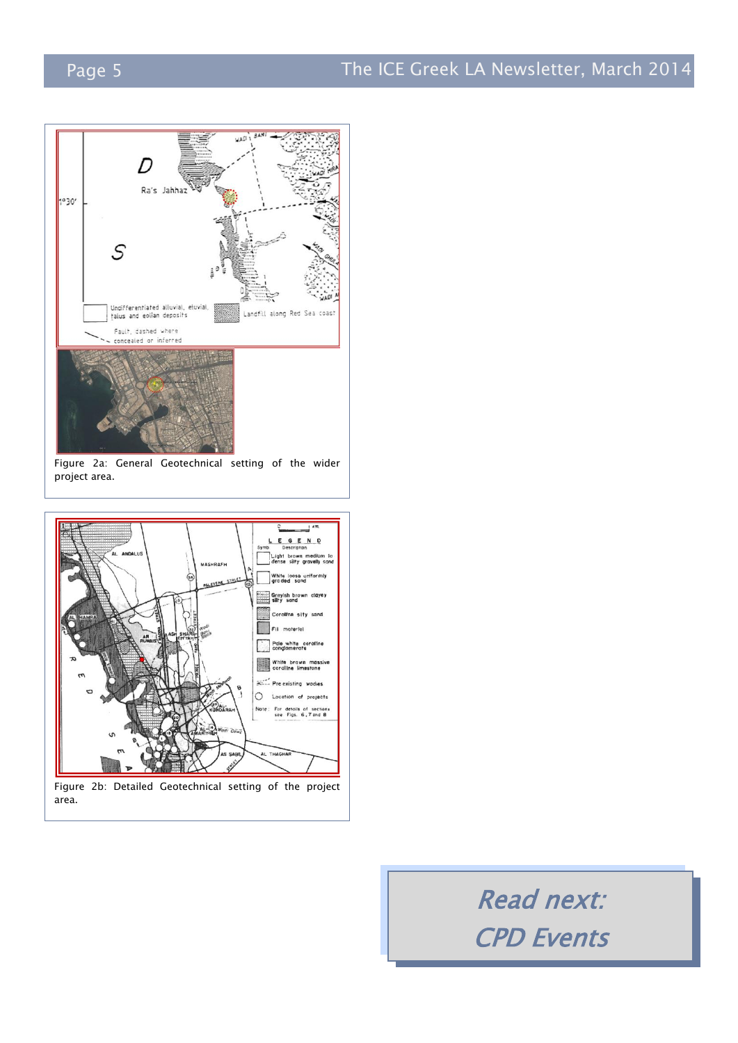Figure 2a: General Geotechnical setting of the wider project area.

Figure 2b: Detailed Geotechnical setting of the project area.

*Read next:*

*CPD Events*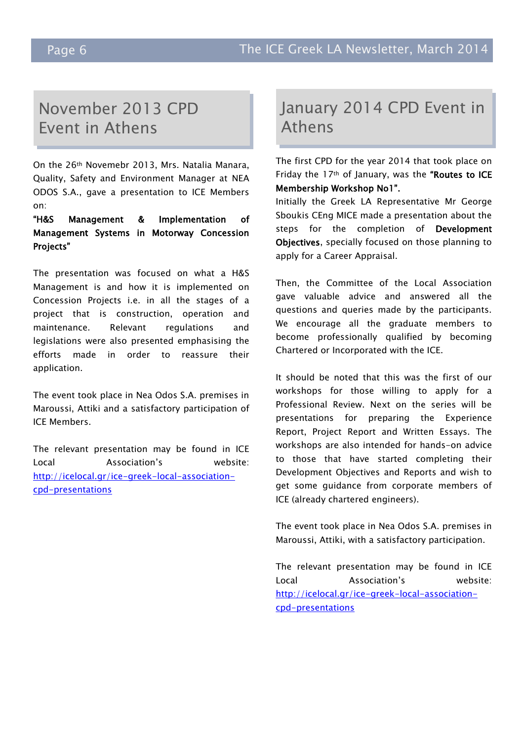## November 2013 CPD Event in Athens

On the 26th Novemebr 2013, Mrs. Natalia Manara, Quality, Safety and Environment Manager at NEA ODOS S.A., gave a presentation to ICE Members on:

**"H&S Management & Implementation of Management Systems in Motorway Concession Projects"**

The presentation was focused on what a H&S Management is and how it is implemented on Concession Projects i.e. in all the stages of a project that is construction, operation and maintenance. Relevant regulations and legislations were also presented emphasising the efforts made in order to reassure their application.

The event took place in Nea Odos S.A. premises in Maroussi, Attiki and a satisfactory participation of ICE Members.

The relevant presentation may be found in ICE Local Association's website: [http://icelocal.gr/ice-greek-local-association-cpd-presentations](http://icelocal.gr/ice-greek-local-association-cpd-presentations)

## January 2014 CPD Event in Athens

The first CPD for the year 2014 that took place on Friday the 17th of January, was the **"Routes to ICE Membership Workshop No1".**

Initially the Greek LA Representative Mr George Sboukis CEng MICE made a presentation about the steps for the completion of **Development Objectives**, specially focused on those planning to apply for a Career Appraisal.

Then, the Committee of the Local Association gave valuable advice and answered all the questions and queries made by the participants. We encourage all the graduate members to become professionally qualified by becoming Chartered or Incorporated with the ICE.

It should be noted that this was the first of our workshops for those willing to apply for a Professional Review. Next on the series will be presentations for preparing the Experience Report, Project Report and Written Essays. The workshops are also intended for hands-on advice to those that have started completing their Development Objectives and Reports and wish to get some guidance from corporate members of ICE (already chartered engineers).

The event took place in Nea Odos S.A. premises in Maroussi, Attiki, with a satisfactory participation.

The relevant presentation may be found in ICE Local Association's website: [http://icelocal.gr/ice-greek-local-association-cpd-presentations](http://icelocal.gr/ice-greek-local-association-cpd-presentations)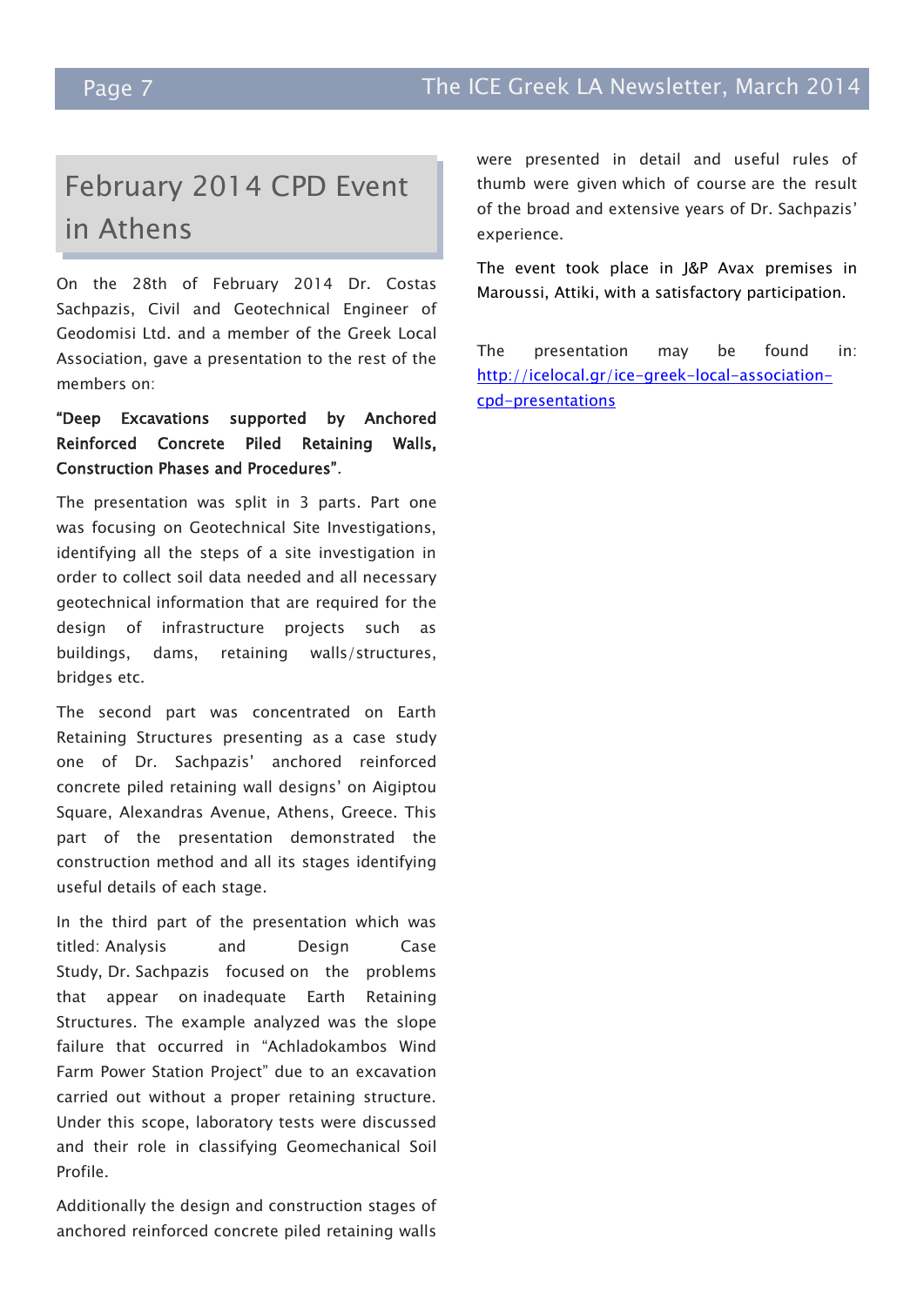# February 2014 CPD Event in Athens

On the 28th of February 2014 Dr. Costas Sachpazis, Civil and Geotechnical Engineer of Geodomisi Ltd. and a member of the Greek Local Association, gave a presentation to the rest of the members on:

**"Deep Excavations supported by Anchored Reinforced Concrete Piled Retaining Walls, Construction Phases and Procedures"**.

The presentation was split in 3 parts. Part one was focusing on Geotechnical Site Investigations, identifying all the steps of a site investigation in order to collect soil data needed and all necessary geotechnical information that are required for the design of infrastructure projects such as buildings, dams, retaining walls/structures, bridges etc.

The second part was concentrated on Earth Retaining Structures presenting as a case study one of Dr. Sachpazis' anchored reinforced concrete piled retaining wall designs' on Aigiptou Square, Alexandras Avenue, Athens, Greece. This part of the presentation demonstrated the construction method and all its stages identifying useful details of each stage.

In the third part of the presentation which was titled: Analysis and Design Case Study, Dr. Sachpazis focused on the problems that appear on inadequate Earth Retaining Structures. The example analyzed was the slope failure that occurred in "Achladokambos Wind Farm Power Station Project" due to an excavation carried out without a proper retaining structure. Under this scope, laboratory tests were discussed and their role in classifying Geomechanical Soil Profile.

Additionally the design and construction stages of anchored reinforced concrete piled retaining walls were presented in detail and useful rules of thumb were given which of course are the result of the broad and extensive years of Dr. Sachpazis' experience.

The event took place in J&P Avax premises in Maroussi, Attiki, with a satisfactory participation.

The presentation may be found in: [http://icelocal.gr/ice-greek-local-association-cpd-presentations](http://icelocal.gr/ice-greek-local-association-cpd-presentations)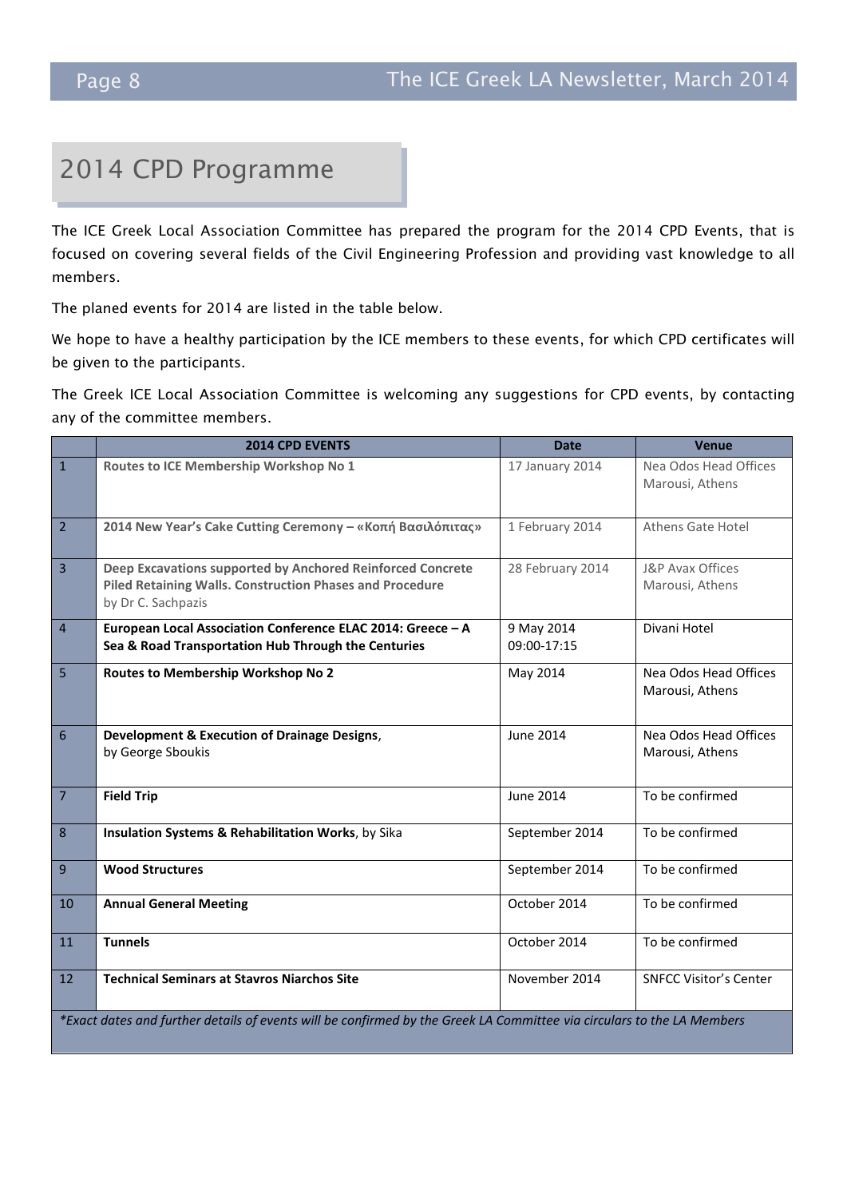# 2014 CPD Programme

The ICE Greek Local Association Committee has prepared the program for the 2014 CPD Events, that is focused on covering several fields of the Civil Engineering Profession and providing vast knowledge to all members.

The planed events for 2014 are listed in the table below.

We hope to have a healthy participation by the ICE members to these events, for which CPD certificates will be given to the participants.

The Greek ICE Local Association Committee is welcoming any suggestions for CPD events, by contacting any of the committee members.

| | 2014 CPD EVENTS | Date | Venue |
|---|---|---|---|
| 1 | **Routes to ICE Membership Workshop No 1** | 17 January 2014 | Nea Odos Head Offices Marousi, Athens |
| 2 | **2014 New Year's Cake Cutting Ceremony – «Κοπή Βασιλόπιτας»** | 1 February 2014 | Athens Gate Hotel |
| 3 | **Deep Excavations supported by Anchored Reinforced Concrete Piled Retaining Walls. Construction Phases and Procedure** by Dr C. Sachpazis | 28 February 2014 | J&P Avax Offices Marousi, Athens |
| 4 | **European Local Association Conference ELAC 2014: Greece – A Sea & Road Transportation Hub Through the Centuries** | 9 May 2014 09:00-17:15 | Divani Hotel |
| 5 | **Routes to Membership Workshop No 2** | May 2014 | Nea Odos Head Offices Marousi, Athens |
| 6 | **Development & Execution of Drainage Designs**, by George Sboukis | June 2014 | Nea Odos Head Offices Marousi, Athens |
| 7 | **Field Trip** | June 2014 | To be confirmed |
| 8 | **Insulation Systems & Rehabilitation Works**, by Sika | September 2014 | To be confirmed |
| 9 | **Wood Structures** | September 2014 | To be confirmed |
| 10 | **Annual General Meeting** | October 2014 | To be confirmed |
| 11 | **Tunnels** | October 2014 | To be confirmed |
| 12 | **Technical Seminars at Stavros Niarchos Site** | November 2014 | SNFCC Visitor's Center |

*\*Exact dates and further details of events will be confirmed by the Greek LA Committee via circulars to the LA Members*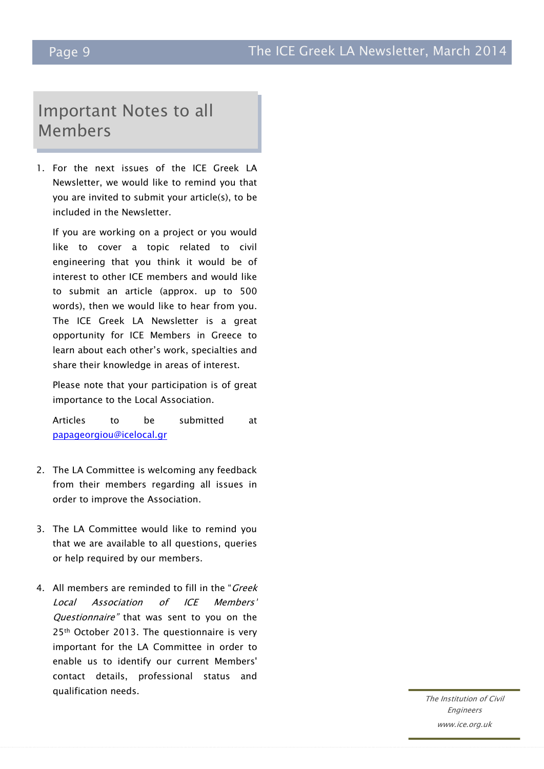# Important Notes to all Members

1. For the next issues of the ICE Greek LA Newsletter, we would like to remind you that you are invited to submit your article(s), to be included in the Newsletter.

   If you are working on a project or you would like to cover a topic related to civil engineering that you think it would be of interest to other ICE members and would like to submit an article (approx. up to 500 words), then we would like to hear from you. The ICE Greek LA Newsletter is a great opportunity for ICE Members in Greece to learn about each other's work, specialties and share their knowledge in areas of interest.

   Please note that your participation is of great importance to the Local Association.

   Articles to be submitted at papageorgiou@icelocal.gr

2. The LA Committee is welcoming any feedback from their members regarding all issues in order to improve the Association.

3. The LA Committee would like to remind you that we are available to all questions, queries or help required by our members.

4. All members are reminded to fill in the "*Greek Local Association of ICE Members' Questionnaire*" that was sent to you on the 25th October 2013. The questionnaire is very important for the LA Committee in order to enable us to identify our current Members' contact details, professional status and qualification needs.

*The Institution of Civil Engineers*

*www.ice.org.uk*